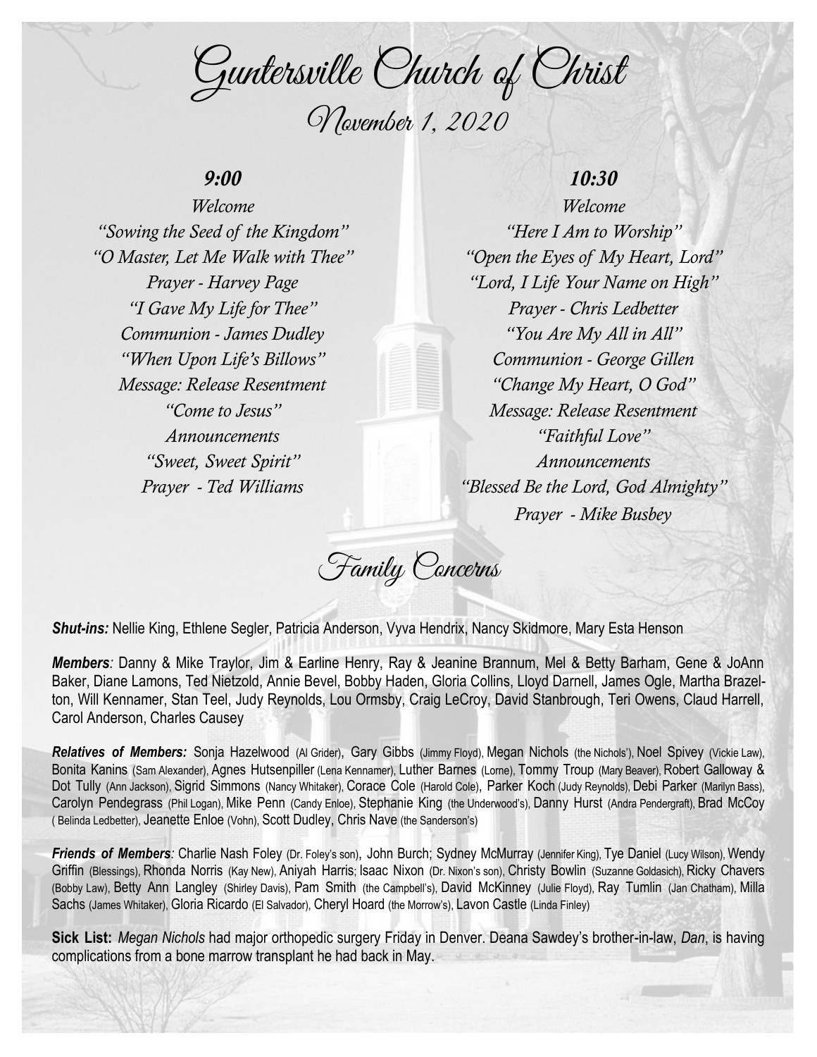# Guntersville Church of Christ

## November 1, 2020

### *9:00*

*Welcome*
*"Sowing the Seed of the Kingdom"*
*"O Master, Let Me Walk with Thee"*
*Prayer - Harvey Page*
*"I Gave My Life for Thee"*
*Communion - James Dudley*
*"When Upon Life's Billows"*
*Message: Release Resentment*
*"Come to Jesus"*
*Announcements*
*"Sweet, Sweet Spirit"*
*Prayer - Ted Williams*

### *10:30*

*Welcome*
*"Here I Am to Worship"*
*"Open the Eyes of My Heart, Lord"*
*"Lord, I Life Your Name on High"*
*Prayer - Chris Ledbetter*
*"You Are My All in All"*
*Communion - George Gillen*
*"Change My Heart, O God"*
*Message: Release Resentment*
*"Faithful Love"*
*Announcements*
*"Blessed Be the Lord, God Almighty"*
*Prayer - Mike Busbey*

## Family Concerns

***Shut-ins:*** Nellie King, Ethlene Segler, Patricia Anderson, Vyva Hendrix, Nancy Skidmore, Mary Esta Henson

***Members:*** Danny & Mike Traylor, Jim & Earline Henry, Ray & Jeanine Brannum, Mel & Betty Barham, Gene & JoAnn Baker, Diane Lamons, Ted Nietzold, Annie Bevel, Bobby Haden, Gloria Collins, Lloyd Darnell, James Ogle, Martha Brazelton, Will Kennamer, Stan Teel, Judy Reynolds, Lou Ormsby, Craig LeCroy, David Stanbrough, Teri Owens, Claud Harrell, Carol Anderson, Charles Causey

***Relatives of Members:*** Sonja Hazelwood (Al Grider), Gary Gibbs (Jimmy Floyd), Megan Nichols (the Nichols'), Noel Spivey (Vickie Law), Bonita Kanins (Sam Alexander), Agnes Hutsenpiller (Lena Kennamer), Luther Barnes (Lorne), Tommy Troup (Mary Beaver), Robert Galloway & Dot Tully (Ann Jackson), Sigrid Simmons (Nancy Whitaker), Corace Cole (Harold Cole), Parker Koch (Judy Reynolds), Debi Parker (Marilyn Bass), Carolyn Pendegrass (Phil Logan), Mike Penn (Candy Enloe), Stephanie King (the Underwood's), Danny Hurst (Andra Pendergraft), Brad McCoy ( Belinda Ledbetter), Jeanette Enloe (Vohn), Scott Dudley, Chris Nave (the Sanderson's)

***Friends of Members:*** Charlie Nash Foley (Dr. Foley's son), John Burch; Sydney McMurray (Jennifer King), Tye Daniel (Lucy Wilson), Wendy Griffin (Blessings), Rhonda Norris (Kay New), Aniyah Harris; Isaac Nixon (Dr. Nixon's son), Christy Bowlin (Suzanne Goldasich), Ricky Chavers (Bobby Law), Betty Ann Langley (Shirley Davis), Pam Smith (the Campbell's), David McKinney (Julie Floyd), Ray Tumlin (Jan Chatham), Milla Sachs (James Whitaker), Gloria Ricardo (El Salvador), Cheryl Hoard (the Morrow's), Lavon Castle (Linda Finley)

**Sick List:** *Megan Nichols* had major orthopedic surgery Friday in Denver. Deana Sawdey's brother-in-law, *Dan*, is having complications from a bone marrow transplant he had back in May.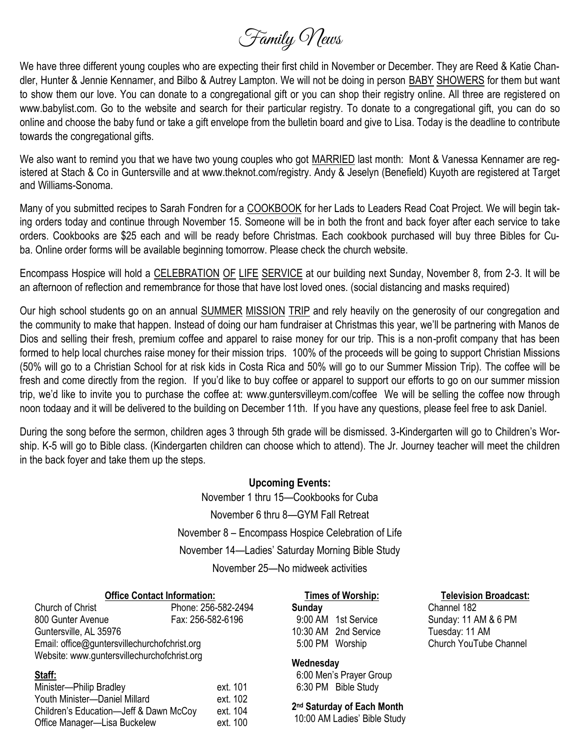# Family News

We have three different young couples who are expecting their first child in November or December. They are Reed & Katie Chandler, Hunter & Jennie Kennamer, and Bilbo & Autrey Lampton. We will not be doing in person BABY SHOWERS for them but want to show them our love. You can donate to a congregational gift or you can shop their registry online. All three are registered on www.babylist.com. Go to the website and search for their particular registry. To donate to a congregational gift, you can do so online and choose the baby fund or take a gift envelope from the bulletin board and give to Lisa. Today is the deadline to contribute towards the congregational gifts.

We also want to remind you that we have two young couples who got MARRIED last month: Mont & Vanessa Kennamer are registered at Stach & Co in Guntersville and at www.theknot.com/registry. Andy & Jeselyn (Benefield) Kuyoth are registered at Target and Williams-Sonoma.

Many of you submitted recipes to Sarah Fondren for a COOKBOOK for her Lads to Leaders Read Coat Project. We will begin taking orders today and continue through November 15. Someone will be in both the front and back foyer after each service to take orders. Cookbooks are $25 each and will be ready before Christmas. Each cookbook purchased will buy three Bibles for Cuba. Online order forms will be available beginning tomorrow. Please check the church website.

Encompass Hospice will hold a CELEBRATION OF LIFE SERVICE at our building next Sunday, November 8, from 2-3. It will be an afternoon of reflection and remembrance for those that have lost loved ones. (social distancing and masks required)

Our high school students go on an annual SUMMER MISSION TRIP and rely heavily on the generosity of our congregation and the community to make that happen. Instead of doing our ham fundraiser at Christmas this year, we'll be partnering with Manos de Dios and selling their fresh, premium coffee and apparel to raise money for our trip. This is a non-profit company that has been formed to help local churches raise money for their mission trips. 100% of the proceeds will be going to support Christian Missions (50% will go to a Christian School for at risk kids in Costa Rica and 50% will go to our Summer Mission Trip). The coffee will be fresh and come directly from the region. If you'd like to buy coffee or apparel to support our efforts to go on our summer mission trip, we'd like to invite you to purchase the coffee at: www.guntersvilleym.com/coffee We will be selling the coffee now through noon todaay and it will be delivered to the building on December 11th. If you have any questions, please feel free to ask Daniel.

During the song before the sermon, children ages 3 through 5th grade will be dismissed. 3-Kindergarten will go to Children's Worship. K-5 will go to Bible class. (Kindergarten children can choose which to attend). The Jr. Journey teacher will meet the children in the back foyer and take them up the steps.

**Upcoming Events:**

November 1 thru 15—Cookbooks for Cuba

November 6 thru 8—GYM Fall Retreat

November 8 – Encompass Hospice Celebration of Life

November 14—Ladies' Saturday Morning Bible Study

November 25—No midweek activities

**Office Contact Information:**

Church of Christ — Phone: 256-582-2494
800 Gunter Avenue — Fax: 256-582-6196
Guntersville, AL 35976
Email: office@guntersvillechurchofchrist.org
Website: www.guntersvillechurchofchrist.org

**Staff:**

| | |
|---|---|
| Minister—Philip Bradley | ext. 101 |
| Youth Minister—Daniel Millard | ext. 102 |
| Children's Education—Jeff & Dawn McCoy | ext. 104 |
| Office Manager—Lisa Buckelew | ext. 100 |

**Times of Worship:**

**Sunday**
9:00 AM 1st Service
10:30 AM 2nd Service
5:00 PM Worship

**Wednesday**
6:00 Men's Prayer Group
6:30 PM Bible Study

**2nd Saturday of Each Month**
10:00 AM Ladies' Bible Study

**Television Broadcast:**

Channel 182
Sunday: 11 AM & 6 PM
Tuesday: 11 AM
Church YouTube Channel